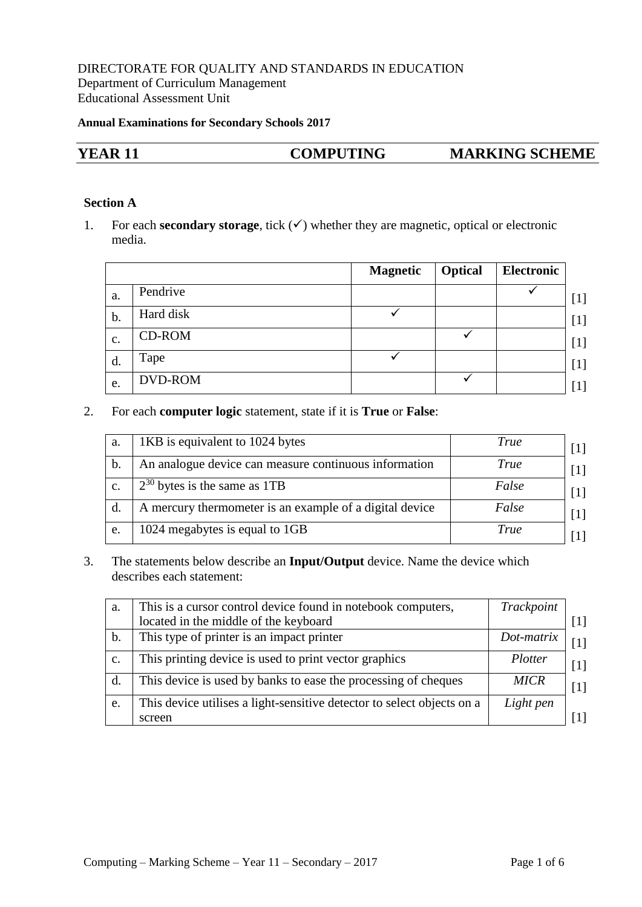DIRECTORATE FOR QUALITY AND STANDARDS IN EDUCATION
Department of Curriculum Management
Educational Assessment Unit

**Annual Examinations for Secondary Schools 2017**

## YEAR 11 COMPUTING MARKING SCHEME

### Section A

1. For each **secondary storage**, tick (✓) whether they are magnetic, optical or electronic media.

| | | Magnetic | Optical | Electronic | |
|---|---|---|---|---|---|
| a. | Pendrive | | | ✓ | [1] |
| b. | Hard disk | ✓ | | | [1] |
| c. | CD-ROM | | ✓ | | [1] |
| d. | Tape | ✓ | | | [1] |
| e. | DVD-ROM | | ✓ | | [1] |

2. For each **computer logic** statement, state if it is **True** or **False**:

| | | | |
|---|---|---|---|
| a. | 1KB is equivalent to 1024 bytes | *True* | [1] |
| b. | An analogue device can measure continuous information | *True* | [1] |
| c. | $2^{30}$ bytes is the same as 1TB | *False* | [1] |
| d. | A mercury thermometer is an example of a digital device | *False* | [1] |
| e. | 1024 megabytes is equal to 1GB | *True* | [1] |

3. The statements below describe an **Input/Output** device. Name the device which describes each statement:

| | | | |
|---|---|---|---|
| a. | This is a cursor control device found in notebook computers, located in the middle of the keyboard | *Trackpoint* | [1] |
| b. | This type of printer is an impact printer | *Dot-matrix* | [1] |
| c. | This printing device is used to print vector graphics | *Plotter* | [1] |
| d. | This device is used by banks to ease the processing of cheques | *MICR* | [1] |
| e. | This device utilises a light-sensitive detector to select objects on a screen | *Light pen* | [1] |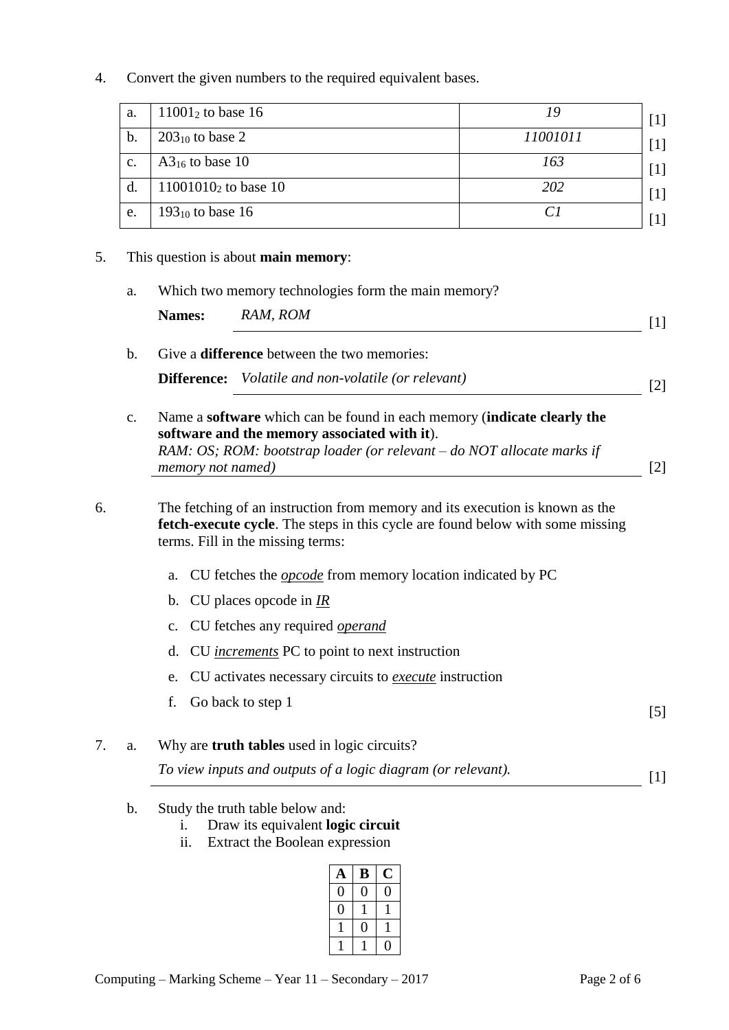4. Convert the given numbers to the required equivalent bases.

| | | | |
|---|---|---|---|
| a. | $11001_2$ to base 16 | *19* | [1] |
| b. | $203_{10}$ to base 2 | *11001011* | [1] |
| c. | $A3_{16}$ to base 10 | *163* | [1] |
| d. | $11001010_2$ to base 10 | *202* | [1] |
| e. | $193_{10}$ to base 16 | *C1* | [1] |

5. This question is about **main memory**:

   a. Which two memory technologies form the main memory?

   **Names:** *RAM, ROM* [1]

   b. Give a **difference** between the two memories:

   **Difference:** *Volatile and non-volatile (or relevant)* [2]

   c. Name a **software** which can be found in each memory (**indicate clearly the software and the memory associated with it**).
   *RAM: OS; ROM: bootstrap loader (or relevant – do NOT allocate marks if memory not named)* [2]

6. The fetching of an instruction from memory and its execution is known as the **fetch-execute cycle**. The steps in this cycle are found below with some missing terms. Fill in the missing terms:

   a. CU fetches the *opcode* from memory location indicated by PC
   b. CU places opcode in *IR*
   c. CU fetches any required *operand*
   d. CU *increments* PC to point to next instruction
   e. CU activates necessary circuits to *execute* instruction
   f. Go back to step 1

   [5]

7. a. Why are **truth tables** used in logic circuits?

   *To view inputs and outputs of a logic diagram (or relevant).* [1]

   b. Study the truth table below and:
      i. Draw its equivalent **logic circuit**
      ii. Extract the Boolean expression

| A | B | C |
|---|---|---|
| 0 | 0 | 0 |
| 0 | 1 | 1 |
| 1 | 0 | 1 |
| 1 | 1 | 0 |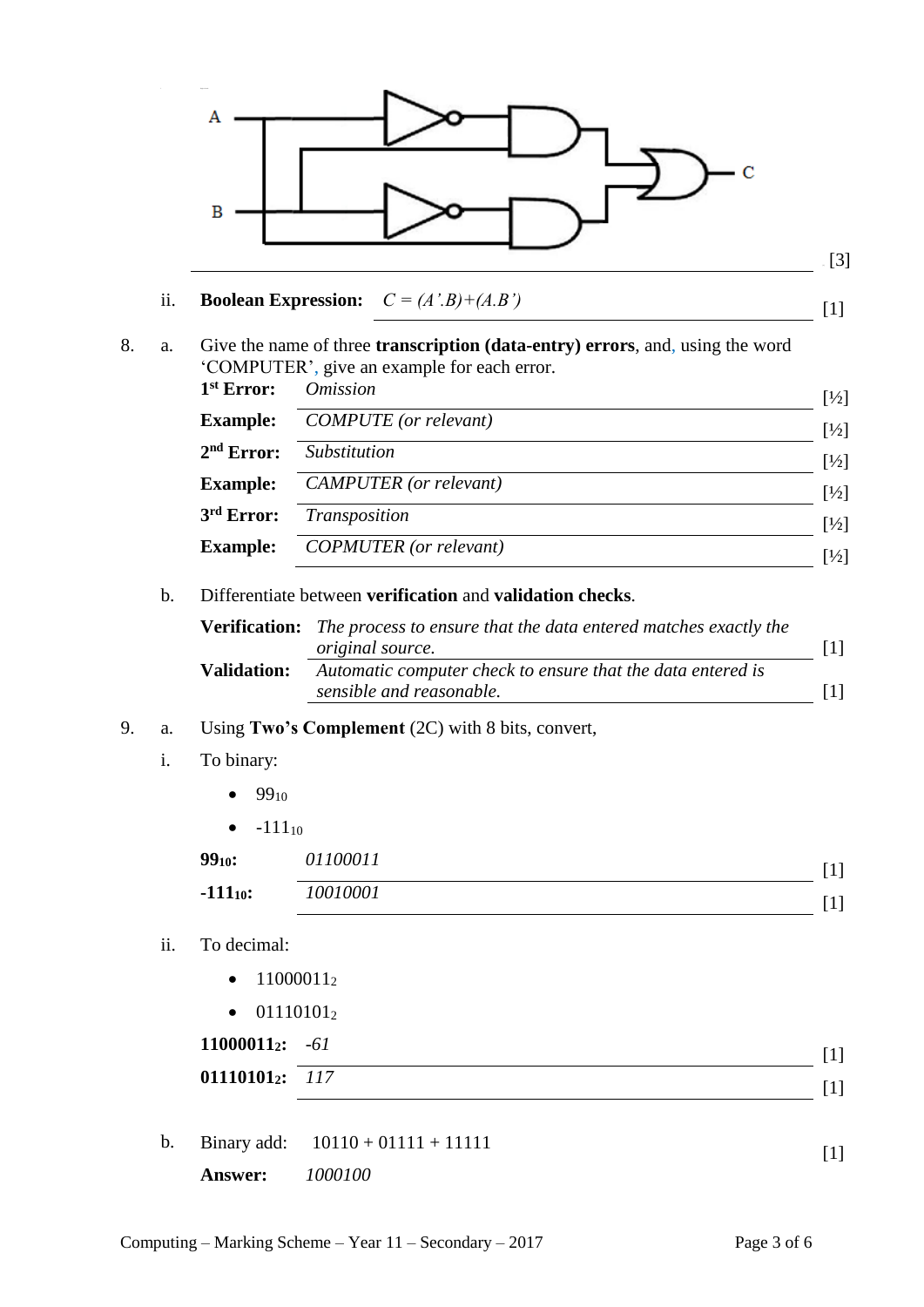[3]

ii. **Boolean Expression:** *$C = (A'.B)+(A.B')$* [1]

8. a. Give the name of three **transcription (data-entry) errors**, and, using the word 'COMPUTER', give an example for each error.

**1st Error:** *Omission* [½]

**Example:** *COMPUTE (or relevant)* [½]

**2nd Error:** *Substitution* [½]

**Example:** *CAMPUTER (or relevant)* [½]

**3rd Error:** *Transposition* [½]

**Example:** *COPMUTER (or relevant)* [½]

b. Differentiate between **verification** and **validation checks**.

**Verification:** *The process to ensure that the data entered matches exactly the original source.* [1]

**Validation:** *Automatic computer check to ensure that the data entered is sensible and reasonable.* [1]

9. a. Using **Two's Complement** (2C) with 8 bits, convert,

i. To binary:

- $99_{10}$
- $-111_{10}$

**$99_{10}$:** *01100011* [1]

**$-111_{10}$:** *10010001* [1]

ii. To decimal:

- $11000011_2$
- $01110101_2$

**$11000011_2$:** *-61* [1]

**$01110101_2$:** *117* [1]

b. Binary add: 10110 + 01111 + 11111 [1]

**Answer:** *1000100*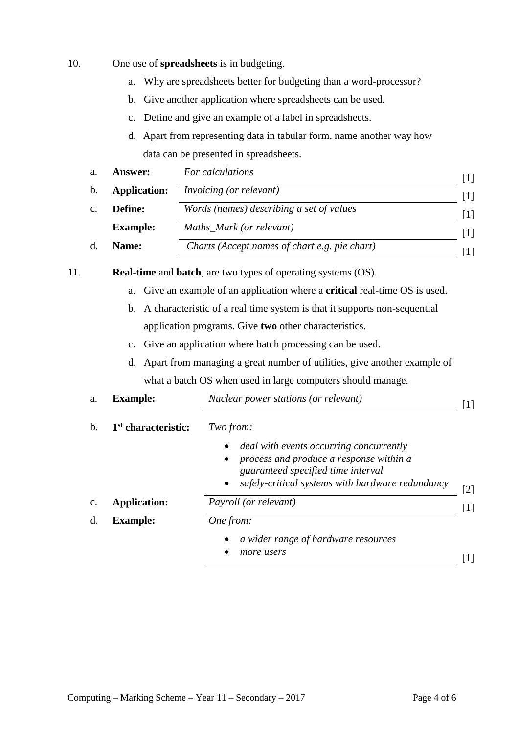10. One use of **spreadsheets** is in budgeting.

   a. Why are spreadsheets better for budgeting than a word-processor?
   b. Give another application where spreadsheets can be used.
   c. Define and give an example of a label in spreadsheets.
   d. Apart from representing data in tabular form, name another way how data can be presented in spreadsheets.

| | | | |
|---|---|---|---|
| a. | **Answer:** | *For calculations* | [1] |
| b. | **Application:** | *Invoicing (or relevant)* | [1] |
| c. | **Define:** | *Words (names) describing a set of values* | [1] |
| | **Example:** | *Maths_Mark (or relevant)* | [1] |
| d. | **Name:** | *Charts (Accept names of chart e.g. pie chart)* | [1] |

11. **Real-time** and **batch**, are two types of operating systems (OS).

   a. Give an example of an application where a **critical** real-time OS is used.
   b. A characteristic of a real time system is that it supports non-sequential application programs. Give **two** other characteristics.
   c. Give an application where batch processing can be used.
   d. Apart from managing a great number of utilities, give another example of what a batch OS when used in large computers should manage.

| | | | |
|---|---|---|---|
| a. | **Example:** | *Nuclear power stations (or relevant)* | [1] |
| b. | **1st characteristic:** | *Two from:* <br> • *deal with events occurring concurrently* <br> • *process and produce a response within a guaranteed specified time interval* <br> • *safely-critical systems with hardware redundancy* | [2] |
| c. | **Application:** | *Payroll (or relevant)* | [1] |
| d. | **Example:** | *One from:* <br> • *a wider range of hardware resources* <br> • *more users* | [1] |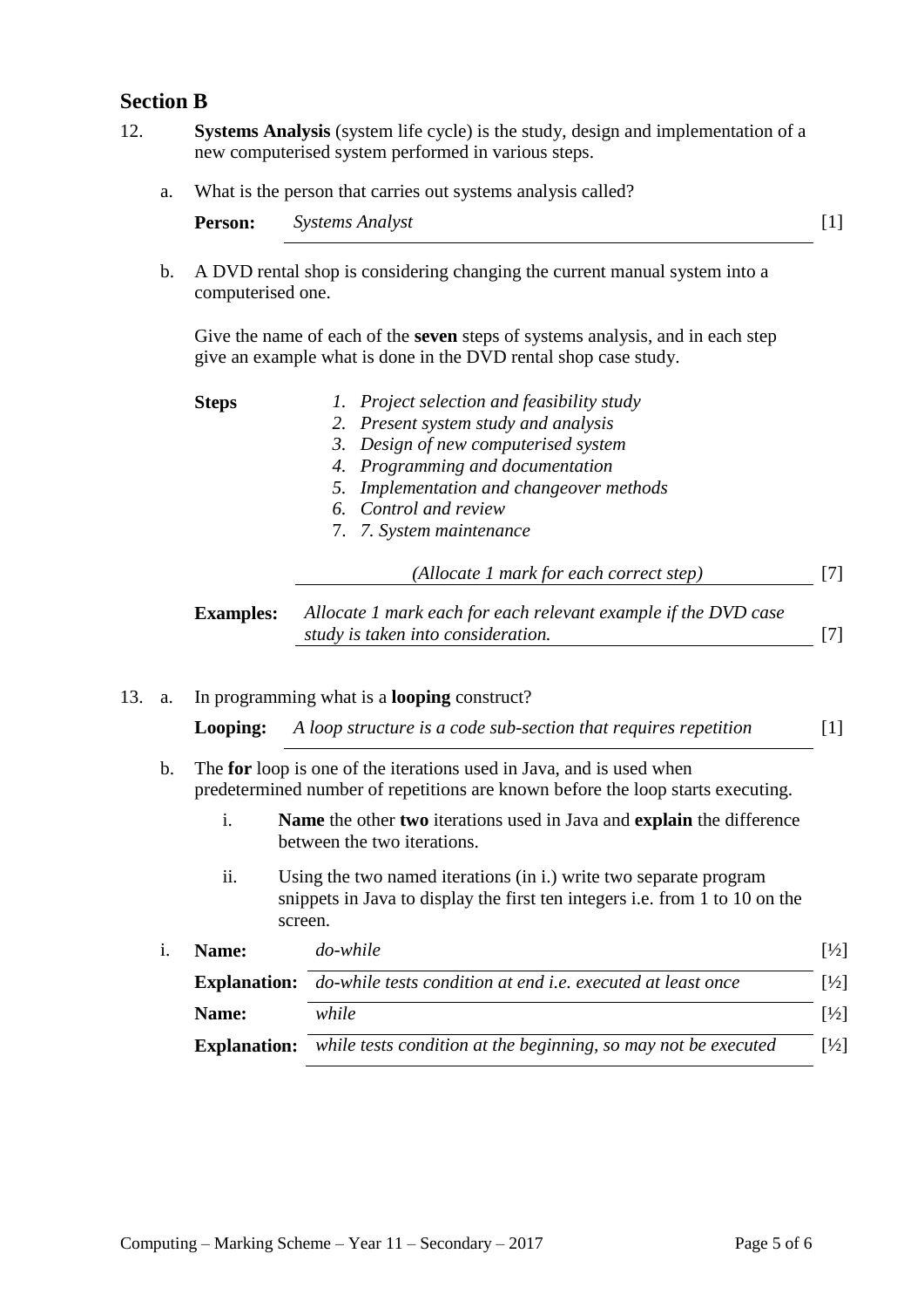## Section B

12. **Systems Analysis** (system life cycle) is the study, design and implementation of a new computerised system performed in various steps.

   a. What is the person that carries out systems analysis called?

   **Person:** *Systems Analyst* [1]

   b. A DVD rental shop is considering changing the current manual system into a computerised one.

   Give the name of each of the **seven** steps of systems analysis, and in each step give an example what is done in the DVD rental shop case study.

   **Steps**

   1. *Project selection and feasibility study*
   2. *Present system study and analysis*
   3. *Design of new computerised system*
   4. *Programming and documentation*
   5. *Implementation and changeover methods*
   6. *Control and review*
   7. *7. System maintenance*

   *(Allocate 1 mark for each correct step)* [7]

   **Examples:** *Allocate 1 mark each for each relevant example if the DVD case study is taken into consideration.* [7]

13. a. In programming what is a **looping** construct?

   **Looping:** *A loop structure is a code sub-section that requires repetition* [1]

   b. The **for** loop is one of the iterations used in Java, and is used when predetermined number of repetitions are known before the loop starts executing.

   i. **Name** the other **two** iterations used in Java and **explain** the difference between the two iterations.

   ii. Using the two named iterations (in i.) write two separate program snippets in Java to display the first ten integers i.e. from 1 to 10 on the screen.

   i. **Name:** *do-while* [½]

   **Explanation:** *do-while tests condition at end i.e. executed at least once* [½]

   **Name:** *while* [½]

   **Explanation:** *while tests condition at the beginning, so may not be executed* [½]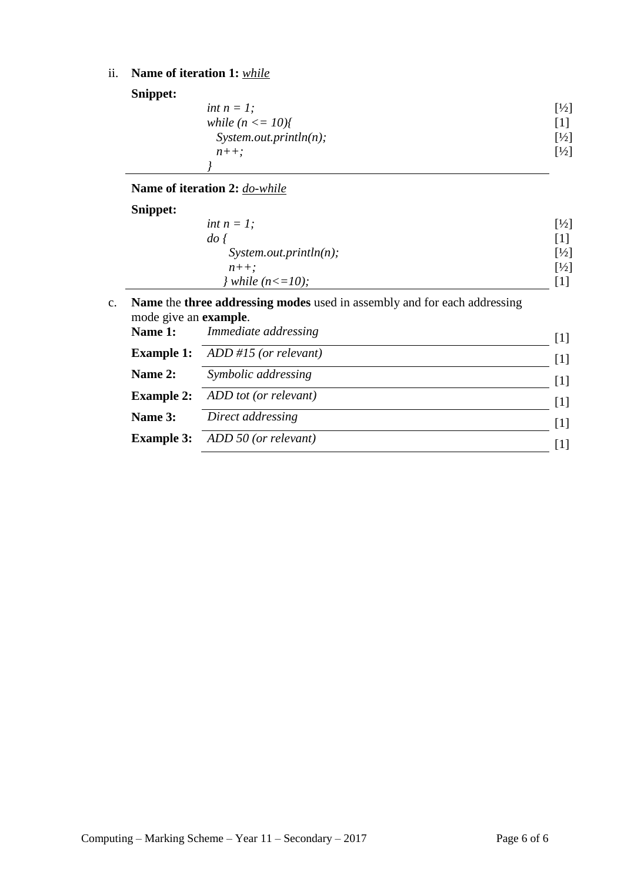ii. **Name of iteration 1:** *while*

**Snippet:**

```
int n = 1;                    [½]
while (n <= 10){              [1]
  System.out.println(n);      [½]
  n++;                        [½]
}
```

**Name of iteration 2:** *do-while*

**Snippet:**

```
int n = 1;                    [½]
do {                          [1]
    System.out.println(n);    [½]
    n++;                      [½]
  } while (n<=10);            [1]
```

c. **Name** the **three addressing modes** used in assembly and for each addressing mode give an **example**.

| | | |
|---|---|---|
| **Name 1:** | *Immediate addressing* | [1] |
| **Example 1:** | *ADD #15 (or relevant)* | [1] |
| **Name 2:** | *Symbolic addressing* | [1] |
| **Example 2:** | *ADD tot (or relevant)* | [1] |
| **Name 3:** | *Direct addressing* | [1] |
| **Example 3:** | *ADD 50 (or relevant)* | [1] |